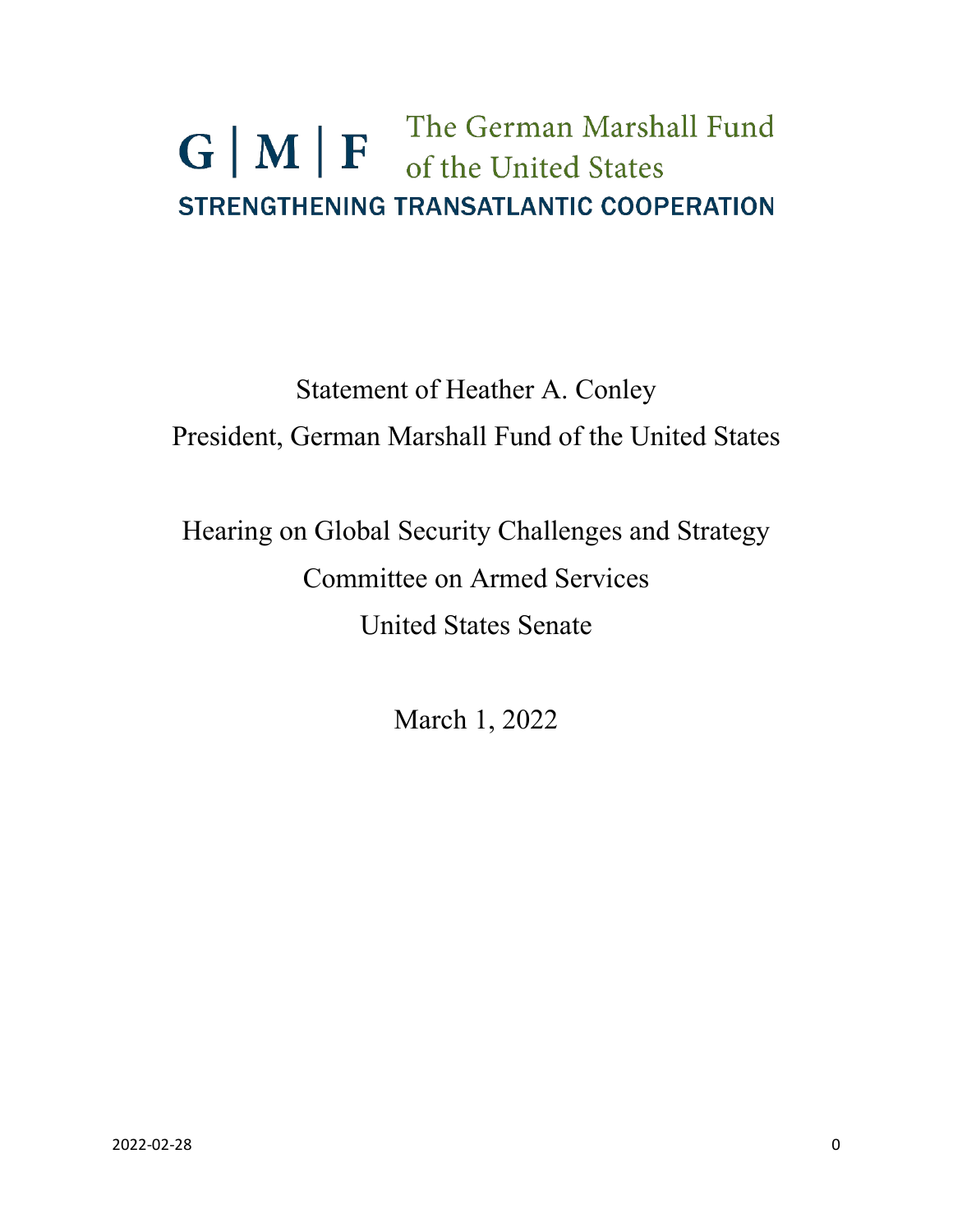G | M | F The German Marshall Fund of the United States

STRENGTHENING TRANSATLANTIC COOPERATION

Statement of Heather A. Conley
President, German Marshall Fund of the United States

Hearing on Global Security Challenges and Strategy
Committee on Armed Services
United States Senate

March 1, 2022

2022-02-28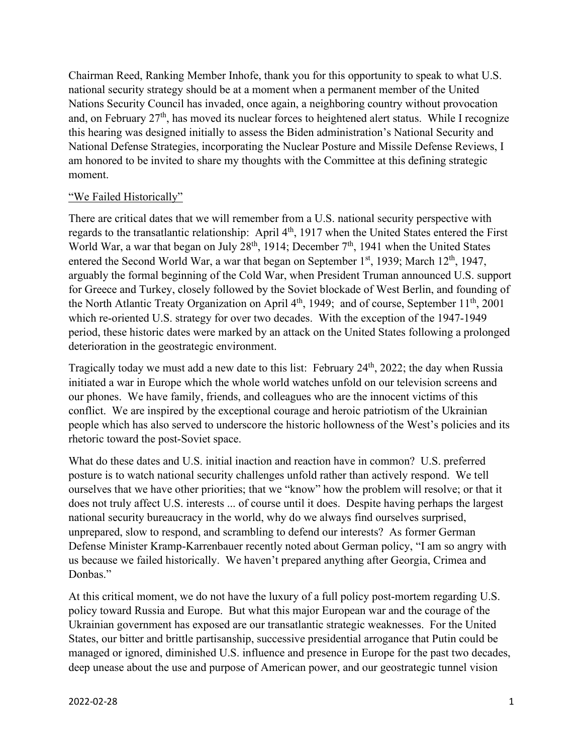Chairman Reed, Ranking Member Inhofe, thank you for this opportunity to speak to what U.S. national security strategy should be at a moment when a permanent member of the United Nations Security Council has invaded, once again, a neighboring country without provocation and, on February 27th, has moved its nuclear forces to heightened alert status. While I recognize this hearing was designed initially to assess the Biden administration's National Security and National Defense Strategies, incorporating the Nuclear Posture and Missile Defense Reviews, I am honored to be invited to share my thoughts with the Committee at this defining strategic moment.

"We Failed Historically"

There are critical dates that we will remember from a U.S. national security perspective with regards to the transatlantic relationship: April 4th, 1917 when the United States entered the First World War, a war that began on July 28th, 1914; December 7th, 1941 when the United States entered the Second World War, a war that began on September 1st, 1939; March 12th, 1947, arguably the formal beginning of the Cold War, when President Truman announced U.S. support for Greece and Turkey, closely followed by the Soviet blockade of West Berlin, and founding of the North Atlantic Treaty Organization on April 4th, 1949; and of course, September 11th, 2001 which re-oriented U.S. strategy for over two decades. With the exception of the 1947-1949 period, these historic dates were marked by an attack on the United States following a prolonged deterioration in the geostrategic environment.

Tragically today we must add a new date to this list: February 24th, 2022; the day when Russia initiated a war in Europe which the whole world watches unfold on our television screens and our phones. We have family, friends, and colleagues who are the innocent victims of this conflict. We are inspired by the exceptional courage and heroic patriotism of the Ukrainian people which has also served to underscore the historic hollowness of the West's policies and its rhetoric toward the post-Soviet space.

What do these dates and U.S. initial inaction and reaction have in common? U.S. preferred posture is to watch national security challenges unfold rather than actively respond. We tell ourselves that we have other priorities; that we "know" how the problem will resolve; or that it does not truly affect U.S. interests ... of course until it does. Despite having perhaps the largest national security bureaucracy in the world, why do we always find ourselves surprised, unprepared, slow to respond, and scrambling to defend our interests? As former German Defense Minister Kramp-Karrenbauer recently noted about German policy, "I am so angry with us because we failed historically. We haven't prepared anything after Georgia, Crimea and Donbas."

At this critical moment, we do not have the luxury of a full policy post-mortem regarding U.S. policy toward Russia and Europe. But what this major European war and the courage of the Ukrainian government has exposed are our transatlantic strategic weaknesses. For the United States, our bitter and brittle partisanship, successive presidential arrogance that Putin could be managed or ignored, diminished U.S. influence and presence in Europe for the past two decades, deep unease about the use and purpose of American power, and our geostrategic tunnel vision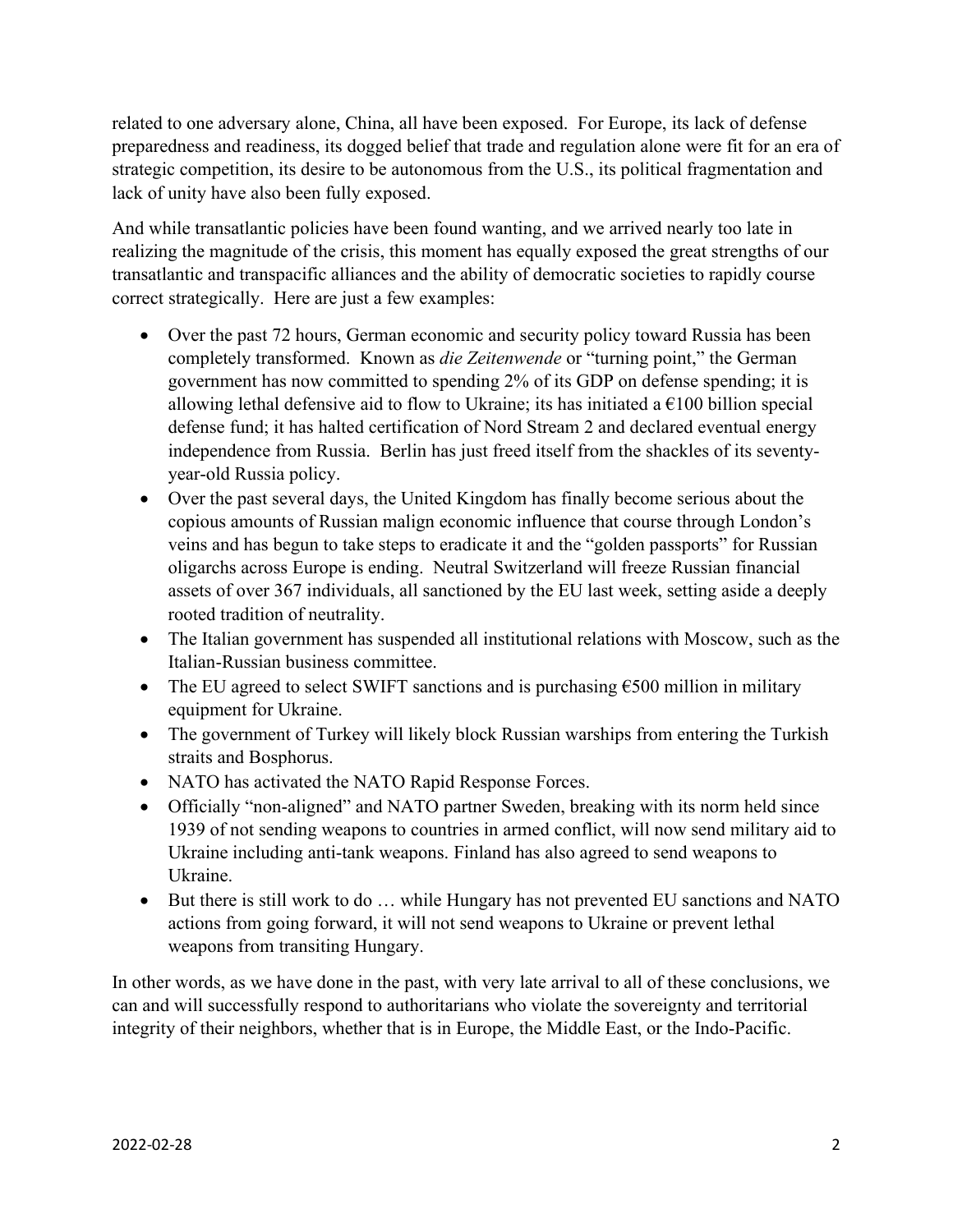related to one adversary alone, China, all have been exposed. For Europe, its lack of defense preparedness and readiness, its dogged belief that trade and regulation alone were fit for an era of strategic competition, its desire to be autonomous from the U.S., its political fragmentation and lack of unity have also been fully exposed.

And while transatlantic policies have been found wanting, and we arrived nearly too late in realizing the magnitude of the crisis, this moment has equally exposed the great strengths of our transatlantic and transpacific alliances and the ability of democratic societies to rapidly course correct strategically. Here are just a few examples:

- Over the past 72 hours, German economic and security policy toward Russia has been completely transformed. Known as *die Zeitenwende* or "turning point," the German government has now committed to spending 2% of its GDP on defense spending; it is allowing lethal defensive aid to flow to Ukraine; its has initiated a €100 billion special defense fund; it has halted certification of Nord Stream 2 and declared eventual energy independence from Russia. Berlin has just freed itself from the shackles of its seventy-year-old Russia policy.
- Over the past several days, the United Kingdom has finally become serious about the copious amounts of Russian malign economic influence that course through London's veins and has begun to take steps to eradicate it and the "golden passports" for Russian oligarchs across Europe is ending. Neutral Switzerland will freeze Russian financial assets of over 367 individuals, all sanctioned by the EU last week, setting aside a deeply rooted tradition of neutrality.
- The Italian government has suspended all institutional relations with Moscow, such as the Italian-Russian business committee.
- The EU agreed to select SWIFT sanctions and is purchasing €500 million in military equipment for Ukraine.
- The government of Turkey will likely block Russian warships from entering the Turkish straits and Bosphorus.
- NATO has activated the NATO Rapid Response Forces.
- Officially "non-aligned" and NATO partner Sweden, breaking with its norm held since 1939 of not sending weapons to countries in armed conflict, will now send military aid to Ukraine including anti-tank weapons. Finland has also agreed to send weapons to Ukraine.
- But there is still work to do … while Hungary has not prevented EU sanctions and NATO actions from going forward, it will not send weapons to Ukraine or prevent lethal weapons from transiting Hungary.

In other words, as we have done in the past, with very late arrival to all of these conclusions, we can and will successfully respond to authoritarians who violate the sovereignty and territorial integrity of their neighbors, whether that is in Europe, the Middle East, or the Indo-Pacific.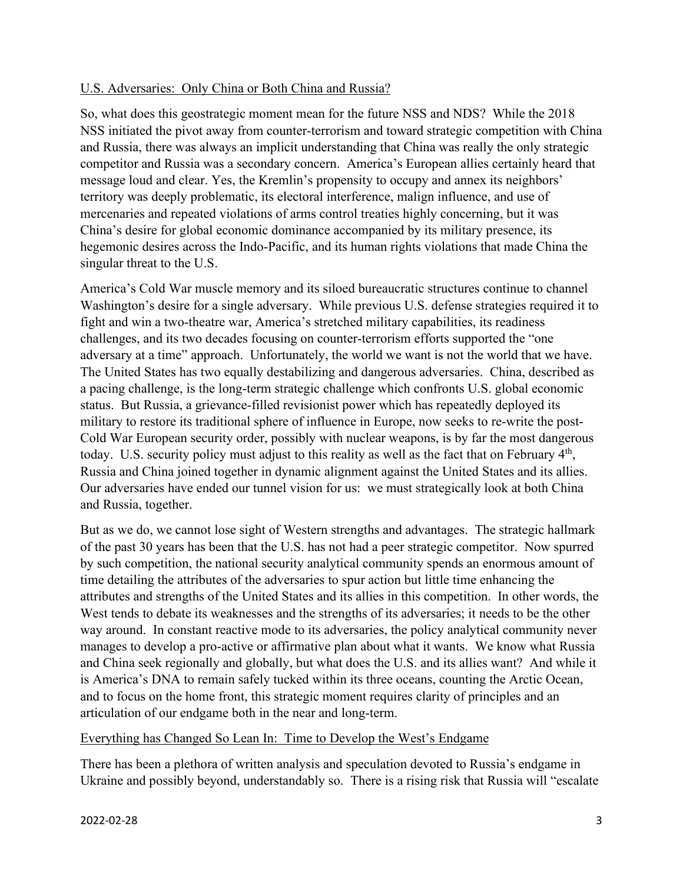## U.S. Adversaries: Only China or Both China and Russia?

So, what does this geostrategic moment mean for the future NSS and NDS? While the 2018 NSS initiated the pivot away from counter-terrorism and toward strategic competition with China and Russia, there was always an implicit understanding that China was really the only strategic competitor and Russia was a secondary concern. America's European allies certainly heard that message loud and clear. Yes, the Kremlin's propensity to occupy and annex its neighbors' territory was deeply problematic, its electoral interference, malign influence, and use of mercenaries and repeated violations of arms control treaties highly concerning, but it was China's desire for global economic dominance accompanied by its military presence, its hegemonic desires across the Indo-Pacific, and its human rights violations that made China the singular threat to the U.S.

America's Cold War muscle memory and its siloed bureaucratic structures continue to channel Washington's desire for a single adversary. While previous U.S. defense strategies required it to fight and win a two-theatre war, America's stretched military capabilities, its readiness challenges, and its two decades focusing on counter-terrorism efforts supported the "one adversary at a time" approach. Unfortunately, the world we want is not the world that we have. The United States has two equally destabilizing and dangerous adversaries. China, described as a pacing challenge, is the long-term strategic challenge which confronts U.S. global economic status. But Russia, a grievance-filled revisionist power which has repeatedly deployed its military to restore its traditional sphere of influence in Europe, now seeks to re-write the post-Cold War European security order, possibly with nuclear weapons, is by far the most dangerous today. U.S. security policy must adjust to this reality as well as the fact that on February 4th, Russia and China joined together in dynamic alignment against the United States and its allies. Our adversaries have ended our tunnel vision for us: we must strategically look at both China and Russia, together.

But as we do, we cannot lose sight of Western strengths and advantages. The strategic hallmark of the past 30 years has been that the U.S. has not had a peer strategic competitor. Now spurred by such competition, the national security analytical community spends an enormous amount of time detailing the attributes of the adversaries to spur action but little time enhancing the attributes and strengths of the United States and its allies in this competition. In other words, the West tends to debate its weaknesses and the strengths of its adversaries; it needs to be the other way around. In constant reactive mode to its adversaries, the policy analytical community never manages to develop a pro-active or affirmative plan about what it wants. We know what Russia and China seek regionally and globally, but what does the U.S. and its allies want? And while it is America's DNA to remain safely tucked within its three oceans, counting the Arctic Ocean, and to focus on the home front, this strategic moment requires clarity of principles and an articulation of our endgame both in the near and long-term.

## Everything has Changed So Lean In: Time to Develop the West's Endgame

There has been a plethora of written analysis and speculation devoted to Russia's endgame in Ukraine and possibly beyond, understandably so. There is a rising risk that Russia will "escalate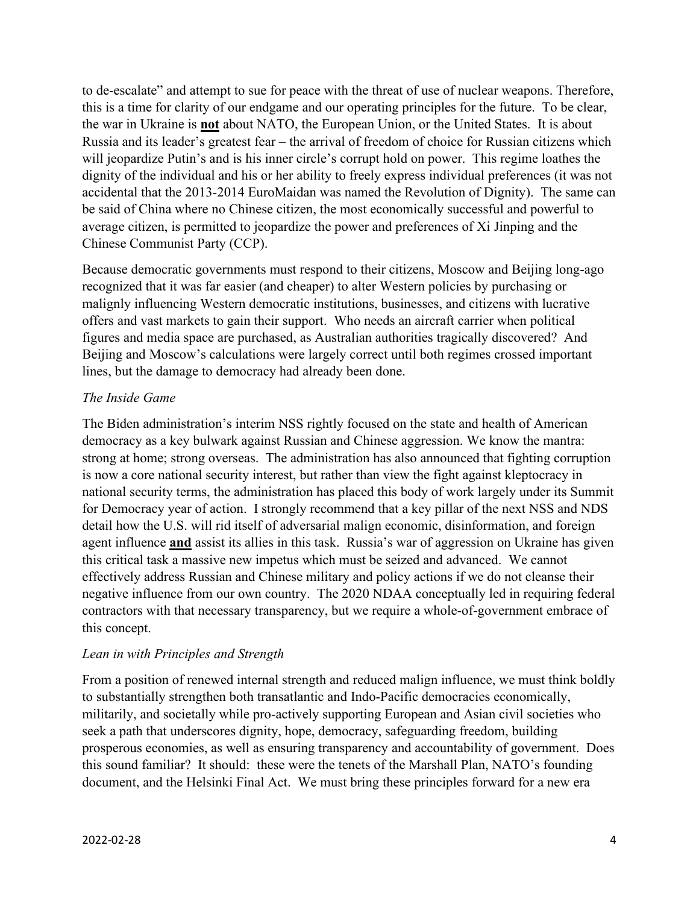to de-escalate" and attempt to sue for peace with the threat of use of nuclear weapons. Therefore, this is a time for clarity of our endgame and our operating principles for the future. To be clear, the war in Ukraine is **not** about NATO, the European Union, or the United States. It is about Russia and its leader's greatest fear – the arrival of freedom of choice for Russian citizens which will jeopardize Putin's and is his inner circle's corrupt hold on power. This regime loathes the dignity of the individual and his or her ability to freely express individual preferences (it was not accidental that the 2013-2014 EuroMaidan was named the Revolution of Dignity). The same can be said of China where no Chinese citizen, the most economically successful and powerful to average citizen, is permitted to jeopardize the power and preferences of Xi Jinping and the Chinese Communist Party (CCP).

Because democratic governments must respond to their citizens, Moscow and Beijing long-ago recognized that it was far easier (and cheaper) to alter Western policies by purchasing or malignly influencing Western democratic institutions, businesses, and citizens with lucrative offers and vast markets to gain their support. Who needs an aircraft carrier when political figures and media space are purchased, as Australian authorities tragically discovered? And Beijing and Moscow's calculations were largely correct until both regimes crossed important lines, but the damage to democracy had already been done.

*The Inside Game*

The Biden administration's interim NSS rightly focused on the state and health of American democracy as a key bulwark against Russian and Chinese aggression. We know the mantra: strong at home; strong overseas. The administration has also announced that fighting corruption is now a core national security interest, but rather than view the fight against kleptocracy in national security terms, the administration has placed this body of work largely under its Summit for Democracy year of action. I strongly recommend that a key pillar of the next NSS and NDS detail how the U.S. will rid itself of adversarial malign economic, disinformation, and foreign agent influence **and** assist its allies in this task. Russia's war of aggression on Ukraine has given this critical task a massive new impetus which must be seized and advanced. We cannot effectively address Russian and Chinese military and policy actions if we do not cleanse their negative influence from our own country. The 2020 NDAA conceptually led in requiring federal contractors with that necessary transparency, but we require a whole-of-government embrace of this concept.

*Lean in with Principles and Strength*

From a position of renewed internal strength and reduced malign influence, we must think boldly to substantially strengthen both transatlantic and Indo-Pacific democracies economically, militarily, and societally while pro-actively supporting European and Asian civil societies who seek a path that underscores dignity, hope, democracy, safeguarding freedom, building prosperous economies, as well as ensuring transparency and accountability of government. Does this sound familiar? It should: these were the tenets of the Marshall Plan, NATO's founding document, and the Helsinki Final Act. We must bring these principles forward for a new era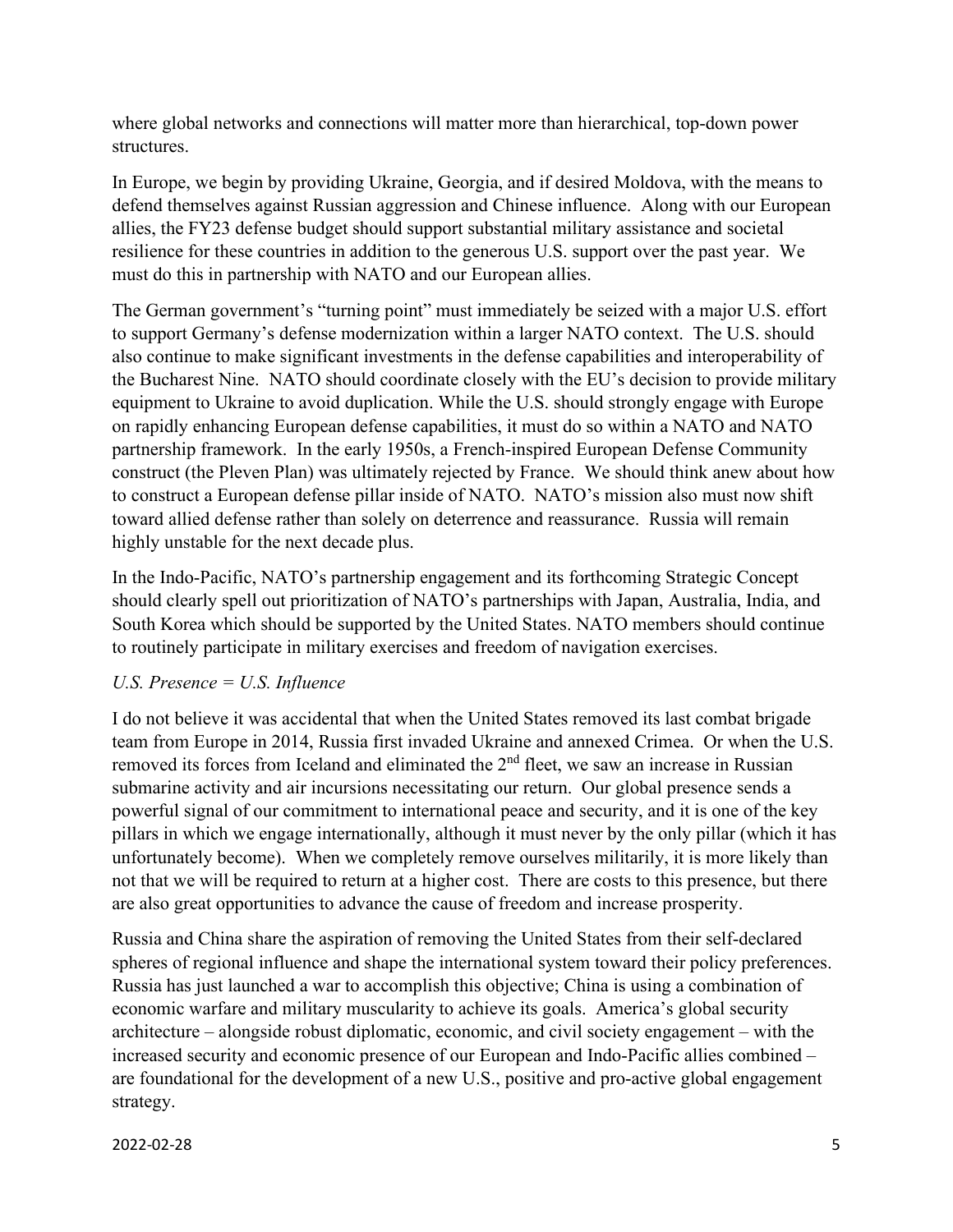where global networks and connections will matter more than hierarchical, top-down power structures.

In Europe, we begin by providing Ukraine, Georgia, and if desired Moldova, with the means to defend themselves against Russian aggression and Chinese influence. Along with our European allies, the FY23 defense budget should support substantial military assistance and societal resilience for these countries in addition to the generous U.S. support over the past year. We must do this in partnership with NATO and our European allies.

The German government's "turning point" must immediately be seized with a major U.S. effort to support Germany's defense modernization within a larger NATO context. The U.S. should also continue to make significant investments in the defense capabilities and interoperability of the Bucharest Nine. NATO should coordinate closely with the EU's decision to provide military equipment to Ukraine to avoid duplication. While the U.S. should strongly engage with Europe on rapidly enhancing European defense capabilities, it must do so within a NATO and NATO partnership framework. In the early 1950s, a French-inspired European Defense Community construct (the Pleven Plan) was ultimately rejected by France. We should think anew about how to construct a European defense pillar inside of NATO. NATO's mission also must now shift toward allied defense rather than solely on deterrence and reassurance. Russia will remain highly unstable for the next decade plus.

In the Indo-Pacific, NATO's partnership engagement and its forthcoming Strategic Concept should clearly spell out prioritization of NATO's partnerships with Japan, Australia, India, and South Korea which should be supported by the United States. NATO members should continue to routinely participate in military exercises and freedom of navigation exercises.

*U.S. Presence = U.S. Influence*

I do not believe it was accidental that when the United States removed its last combat brigade team from Europe in 2014, Russia first invaded Ukraine and annexed Crimea. Or when the U.S. removed its forces from Iceland and eliminated the 2nd fleet, we saw an increase in Russian submarine activity and air incursions necessitating our return. Our global presence sends a powerful signal of our commitment to international peace and security, and it is one of the key pillars in which we engage internationally, although it must never by the only pillar (which it has unfortunately become). When we completely remove ourselves militarily, it is more likely than not that we will be required to return at a higher cost. There are costs to this presence, but there are also great opportunities to advance the cause of freedom and increase prosperity.

Russia and China share the aspiration of removing the United States from their self-declared spheres of regional influence and shape the international system toward their policy preferences. Russia has just launched a war to accomplish this objective; China is using a combination of economic warfare and military muscularity to achieve its goals. America's global security architecture – alongside robust diplomatic, economic, and civil society engagement – with the increased security and economic presence of our European and Indo-Pacific allies combined – are foundational for the development of a new U.S., positive and pro-active global engagement strategy.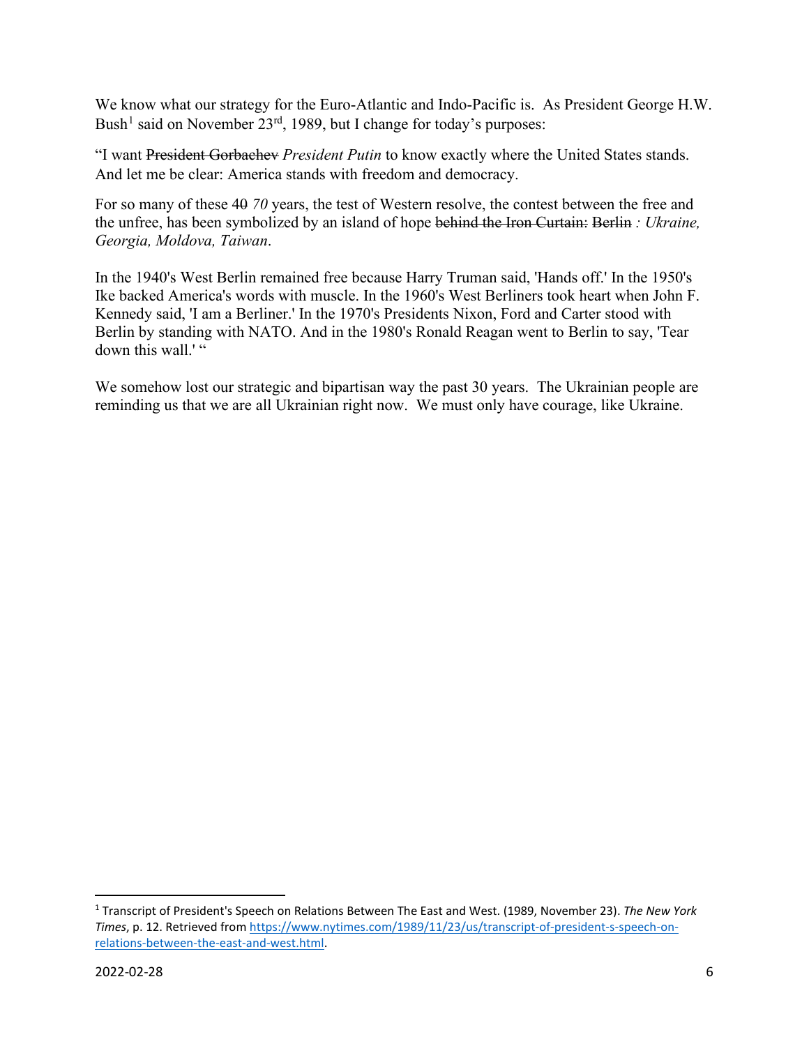We know what our strategy for the Euro-Atlantic and Indo-Pacific is. As President George H.W. Bush[1] said on November 23rd, 1989, but I change for today's purposes:

"I want ~~President Gorbachev~~ *President Putin* to know exactly where the United States stands. And let me be clear: America stands with freedom and democracy.

For so many of these ~~40~~ *70* years, the test of Western resolve, the contest between the free and the unfree, has been symbolized by an island of hope ~~behind the Iron Curtain: Berlin~~ *: Ukraine, Georgia, Moldova, Taiwan*.

In the 1940's West Berlin remained free because Harry Truman said, 'Hands off.' In the 1950's Ike backed America's words with muscle. In the 1960's West Berliners took heart when John F. Kennedy said, 'I am a Berliner.' In the 1970's Presidents Nixon, Ford and Carter stood with Berlin by standing with NATO. And in the 1980's Ronald Reagan went to Berlin to say, 'Tear down this wall.' "

We somehow lost our strategic and bipartisan way the past 30 years. The Ukrainian people are reminding us that we are all Ukrainian right now. We must only have courage, like Ukraine.

---

[1] Transcript of President's Speech on Relations Between The East and West. (1989, November 23). *The New York Times*, p. 12. Retrieved from [https://www.nytimes.com/1989/11/23/us/transcript-of-president-s-speech-on-relations-between-the-east-and-west.html](https://www.nytimes.com/1989/11/23/us/transcript-of-president-s-speech-on-relations-between-the-east-and-west.html).